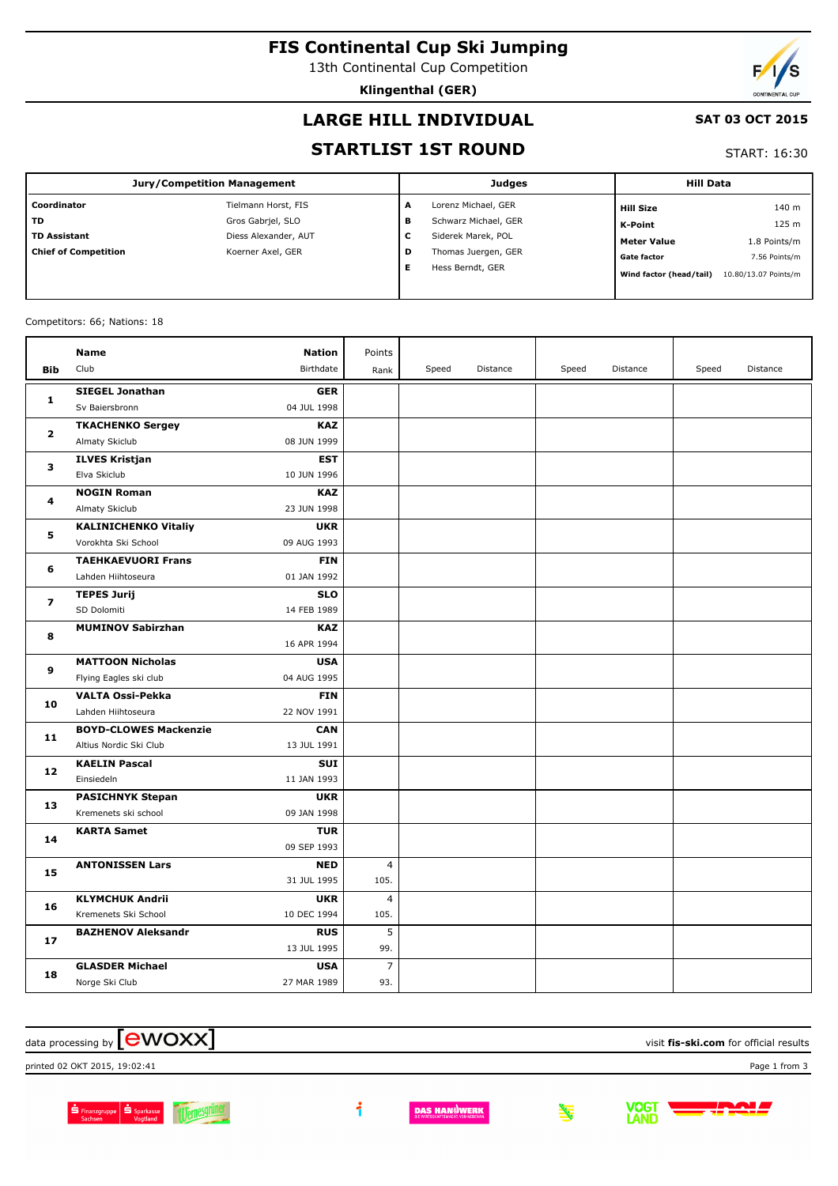# FIS Continental Cup Ski Jumping

13th Continental Cup Competition

**Klingenthal (GER)**

## LARGE HILL INDIVIDUAL

**SAT 03 OCT 2015**

## STARTLIST 1ST ROUND

START: 16:30

| Jury/Competition Management | | Judges | | Hill Data | |
|---|---|---|---|---|---|
| **Coordinator** | Tielmann Horst, FIS | **A** | Lorenz Michael, GER | **Hill Size** | 140 m |
| **TD** | Gros Gabrjel, SLO | **B** | Schwarz Michael, GER | **K-Point** | 125 m |
| **TD Assistant** | Diess Alexander, AUT | **C** | Siderek Marek, POL | **Meter Value** | 1.8 Points/m |
| **Chief of Competition** | Koerner Axel, GER | **D** | Thomas Juergen, GER | **Gate factor** | 7.56 Points/m |
| | | **E** | Hess Berndt, GER | **Wind factor (head/tail)** | 10.80/13.07 Points/m |

Competitors: 66; Nations: 18

| Bib | Name / Club | Nation / Birthdate | Points / Rank | Speed | Distance | Speed | Distance | Speed | Distance |
|---|---|---|---|---|---|---|---|---|---|
| 1 | **SIEGEL Jonathan**<br>Sv Baiersbronn | **GER**<br>04 JUL 1998 | | | | | | | |
| 2 | **TKACHENKO Sergey**<br>Almaty Skiclub | **KAZ**<br>08 JUN 1999 | | | | | | | |
| 3 | **ILVES Kristjan**<br>Elva Skiclub | **EST**<br>10 JUN 1996 | | | | | | | |
| 4 | **NOGIN Roman**<br>Almaty Skiclub | **KAZ**<br>23 JUN 1998 | | | | | | | |
| 5 | **KALINICHENKO Vitaliy**<br>Vorokhta Ski School | **UKR**<br>09 AUG 1993 | | | | | | | |
| 6 | **TAEHKAEVUORI Frans**<br>Lahden Hiihtoseura | **FIN**<br>01 JAN 1992 | | | | | | | |
| 7 | **TEPES Jurij**<br>SD Dolomiti | **SLO**<br>14 FEB 1989 | | | | | | | |
| 8 | **MUMINOV Sabirzhan** | **KAZ**<br>16 APR 1994 | | | | | | | |
| 9 | **MATTOON Nicholas**<br>Flying Eagles ski club | **USA**<br>04 AUG 1995 | | | | | | | |
| 10 | **VALTA Ossi-Pekka**<br>Lahden Hiihtoseura | **FIN**<br>22 NOV 1991 | | | | | | | |
| 11 | **BOYD-CLOWES Mackenzie**<br>Altius Nordic Ski Club | **CAN**<br>13 JUL 1991 | | | | | | | |
| 12 | **KAELIN Pascal**<br>Einsiedeln | **SUI**<br>11 JAN 1993 | | | | | | | |
| 13 | **PASICHNYK Stepan**<br>Kremenets ski school | **UKR**<br>09 JAN 1998 | | | | | | | |
| 14 | **KARTA Samet** | **TUR**<br>09 SEP 1993 | | | | | | | |
| 15 | **ANTONISSEN Lars** | **NED**<br>31 JUL 1995 | 4<br>105. | | | | | | |
| 16 | **KLYMCHUK Andrii**<br>Kremenets Ski School | **UKR**<br>10 DEC 1994 | 4<br>105. | | | | | | |
| 17 | **BAZHENOV Aleksandr** | **RUS**<br>13 JUL 1995 | 5<br>99. | | | | | | |
| 18 | **GLASDER Michael**<br>Norge Ski Club | **USA**<br>27 MAR 1989 | 7<br>93. | | | | | | |

data processing by ewoxx — visit **fis-ski.com** for official results

printed 02 OKT 2015, 19:02:41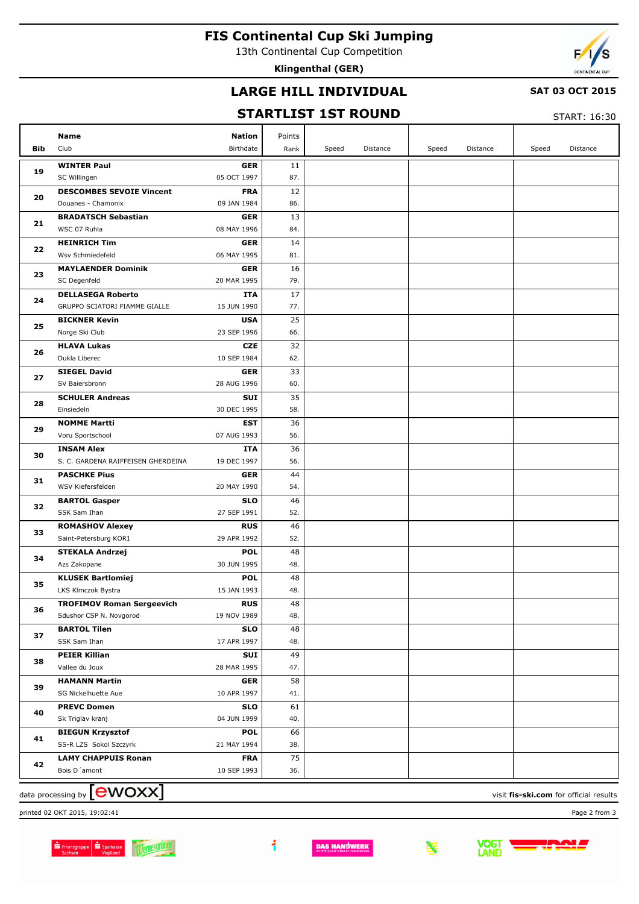# FIS Continental Cup Ski Jumping

13th Continental Cup Competition

**Klingenthal (GER)**

## LARGE HILL INDIVIDUAL

**SAT 03 OCT 2015**

## STARTLIST 1ST ROUND

START: 16:30

| Bib | Name / Club | Nation / Birthdate | Points / Rank | Speed | Distance | Speed | Distance | Speed | Distance |
|---|---|---|---|---|---|---|---|---|---|
| 19 | **WINTER Paul**<br>SC Willingen | **GER**<br>05 OCT 1997 | 11<br>87. | | | | | | |
| 20 | **DESCOMBES SEVOIE Vincent**<br>Douanes - Chamonix | **FRA**<br>09 JAN 1984 | 12<br>86. | | | | | | |
| 21 | **BRADATSCH Sebastian**<br>WSC 07 Ruhla | **GER**<br>08 MAY 1996 | 13<br>84. | | | | | | |
| 22 | **HEINRICH Tim**<br>Wsv Schmiedefeld | **GER**<br>06 MAY 1995 | 14<br>81. | | | | | | |
| 23 | **MAYLAENDER Dominik**<br>SC Degenfeld | **GER**<br>20 MAR 1995 | 16<br>79. | | | | | | |
| 24 | **DELLASEGA Roberto**<br>GRUPPO SCIATORI FIAMME GIALLE | **ITA**<br>15 JUN 1990 | 17<br>77. | | | | | | |
| 25 | **BICKNER Kevin**<br>Norge Ski Club | **USA**<br>23 SEP 1996 | 25<br>66. | | | | | | |
| 26 | **HLAVA Lukas**<br>Dukla Liberec | **CZE**<br>10 SEP 1984 | 32<br>62. | | | | | | |
| 27 | **SIEGEL David**<br>SV Baiersbronn | **GER**<br>28 AUG 1996 | 33<br>60. | | | | | | |
| 28 | **SCHULER Andreas**<br>Einsiedeln | **SUI**<br>30 DEC 1995 | 35<br>58. | | | | | | |
| 29 | **NOMME Martti**<br>Voru Sportschool | **EST**<br>07 AUG 1993 | 36<br>56. | | | | | | |
| 30 | **INSAM Alex**<br>S. C. GARDENA RAIFFEISEN GHERDEINA | **ITA**<br>19 DEC 1997 | 36<br>56. | | | | | | |
| 31 | **PASCHKE Pius**<br>WSV Kiefersfelden | **GER**<br>20 MAY 1990 | 44<br>54. | | | | | | |
| 32 | **BARTOL Gasper**<br>SSK Sam Ihan | **SLO**<br>27 SEP 1991 | 46<br>52. | | | | | | |
| 33 | **ROMASHOV Alexey**<br>Saint-Petersburg KOR1 | **RUS**<br>29 APR 1992 | 46<br>52. | | | | | | |
| 34 | **STEKALA Andrzej**<br>Azs Zakopane | **POL**<br>30 JUN 1995 | 48<br>48. | | | | | | |
| 35 | **KLUSEK Bartlomiej**<br>LKS Klmczok Bystra | **POL**<br>15 JAN 1993 | 48<br>48. | | | | | | |
| 36 | **TROFIMOV Roman Sergeevich**<br>Sdushor CSP N. Novgorod | **RUS**<br>19 NOV 1989 | 48<br>48. | | | | | | |
| 37 | **BARTOL Tilen**<br>SSK Sam Ihan | **SLO**<br>17 APR 1997 | 48<br>48. | | | | | | |
| 38 | **PEIER Killian**<br>Vallee du Joux | **SUI**<br>28 MAR 1995 | 49<br>47. | | | | | | |
| 39 | **HAMANN Martin**<br>SG Nickelhuette Aue | **GER**<br>10 APR 1997 | 58<br>41. | | | | | | |
| 40 | **PREVC Domen**<br>Sk Triglav kranj | **SLO**<br>04 JUN 1999 | 61<br>40. | | | | | | |
| 41 | **BIEGUN Krzysztof**<br>SS-R LZS Sokol Szczyrk | **POL**<br>21 MAY 1994 | 66<br>38. | | | | | | |
| 42 | **LAMY CHAPPUIS Ronan**<br>Bois D´amont | **FRA**<br>10 SEP 1993 | 75<br>36. | | | | | | |

data processing by ewoxx — visit **fis-ski.com** for official results

printed 02 OKT 2015, 19:02:41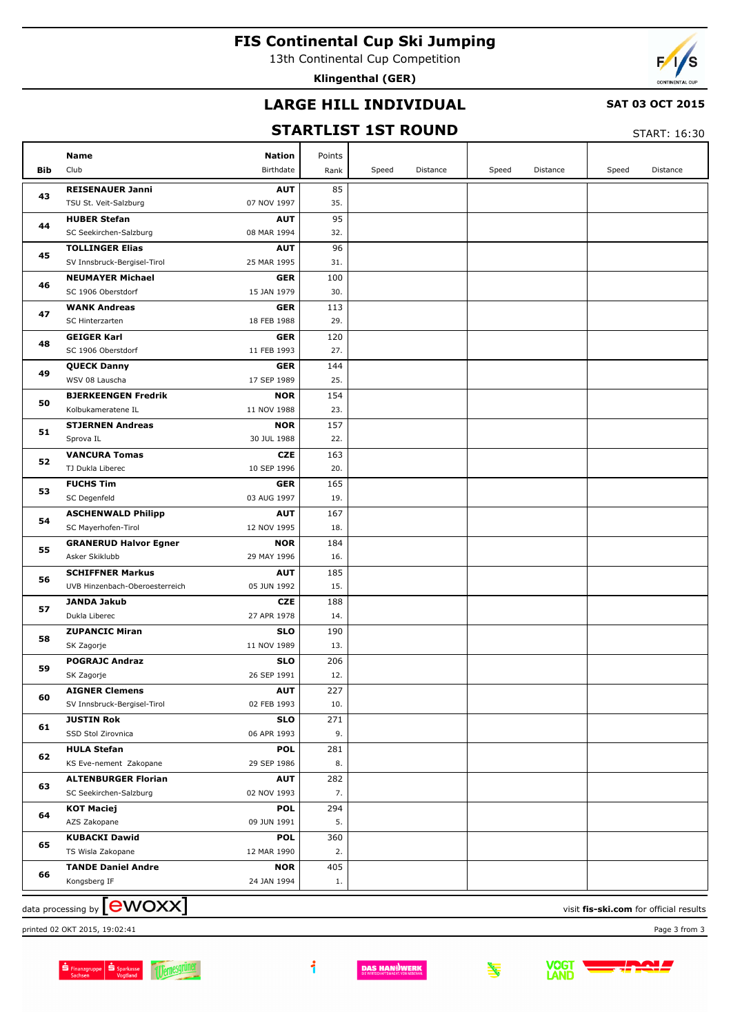# FIS Continental Cup Ski Jumping

13th Continental Cup Competition

**Klingenthal (GER)**

## LARGE HILL INDIVIDUAL

**SAT 03 OCT 2015**

## STARTLIST 1ST ROUND

START: 16:30

| Bib | Name / Club | Nation / Birthdate | Points / Rank | Speed | Distance | Speed | Distance | Speed | Distance |
|---|---|---|---|---|---|---|---|---|---|
| 43 | **REISENAUER Janni**<br>TSU St. Veit-Salzburg | **AUT**<br>07 NOV 1997 | 85<br>35. | | | | | | |
| 44 | **HUBER Stefan**<br>SC Seekirchen-Salzburg | **AUT**<br>08 MAR 1994 | 95<br>32. | | | | | | |
| 45 | **TOLLINGER Elias**<br>SV Innsbruck-Bergisel-Tirol | **AUT**<br>25 MAR 1995 | 96<br>31. | | | | | | |
| 46 | **NEUMAYER Michael**<br>SC 1906 Oberstdorf | **GER**<br>15 JAN 1979 | 100<br>30. | | | | | | |
| 47 | **WANK Andreas**<br>SC Hinterzarten | **GER**<br>18 FEB 1988 | 113<br>29. | | | | | | |
| 48 | **GEIGER Karl**<br>SC 1906 Oberstdorf | **GER**<br>11 FEB 1993 | 120<br>27. | | | | | | |
| 49 | **QUECK Danny**<br>WSV 08 Lauscha | **GER**<br>17 SEP 1989 | 144<br>25. | | | | | | |
| 50 | **BJERKEENGEN Fredrik**<br>Kolbukameratene IL | **NOR**<br>11 NOV 1988 | 154<br>23. | | | | | | |
| 51 | **STJERNEN Andreas**<br>Sprova IL | **NOR**<br>30 JUL 1988 | 157<br>22. | | | | | | |
| 52 | **VANCURA Tomas**<br>TJ Dukla Liberec | **CZE**<br>10 SEP 1996 | 163<br>20. | | | | | | |
| 53 | **FUCHS Tim**<br>SC Degenfeld | **GER**<br>03 AUG 1997 | 165<br>19. | | | | | | |
| 54 | **ASCHENWALD Philipp**<br>SC Mayerhofen-Tirol | **AUT**<br>12 NOV 1995 | 167<br>18. | | | | | | |
| 55 | **GRANERUD Halvor Egner**<br>Asker Skiklubb | **NOR**<br>29 MAY 1996 | 184<br>16. | | | | | | |
| 56 | **SCHIFFNER Markus**<br>UVB Hinzenbach-Oberoesterreich | **AUT**<br>05 JUN 1992 | 185<br>15. | | | | | | |
| 57 | **JANDA Jakub**<br>Dukla Liberec | **CZE**<br>27 APR 1978 | 188<br>14. | | | | | | |
| 58 | **ZUPANCIC Miran**<br>SK Zagorje | **SLO**<br>11 NOV 1989 | 190<br>13. | | | | | | |
| 59 | **POGRAJC Andraz**<br>SK Zagorje | **SLO**<br>26 SEP 1991 | 206<br>12. | | | | | | |
| 60 | **AIGNER Clemens**<br>SV Innsbruck-Bergisel-Tirol | **AUT**<br>02 FEB 1993 | 227<br>10. | | | | | | |
| 61 | **JUSTIN Rok**<br>SSD Stol Zirovnica | **SLO**<br>06 APR 1993 | 271<br>9. | | | | | | |
| 62 | **HULA Stefan**<br>KS Eve-nement Zakopane | **POL**<br>29 SEP 1986 | 281<br>8. | | | | | | |
| 63 | **ALTENBURGER Florian**<br>SC Seekirchen-Salzburg | **AUT**<br>02 NOV 1993 | 282<br>7. | | | | | | |
| 64 | **KOT Maciej**<br>AZS Zakopane | **POL**<br>09 JUN 1991 | 294<br>5. | | | | | | |
| 65 | **KUBACKI Dawid**<br>TS Wisla Zakopane | **POL**<br>12 MAR 1990 | 360<br>2. | | | | | | |
| 66 | **TANDE Daniel Andre**<br>Kongsberg IF | **NOR**<br>24 JAN 1994 | 405<br>1. | | | | | | |

data processing by ewoxx

visit **fis-ski.com** for official results

printed 02 OKT 2015, 19:02:41